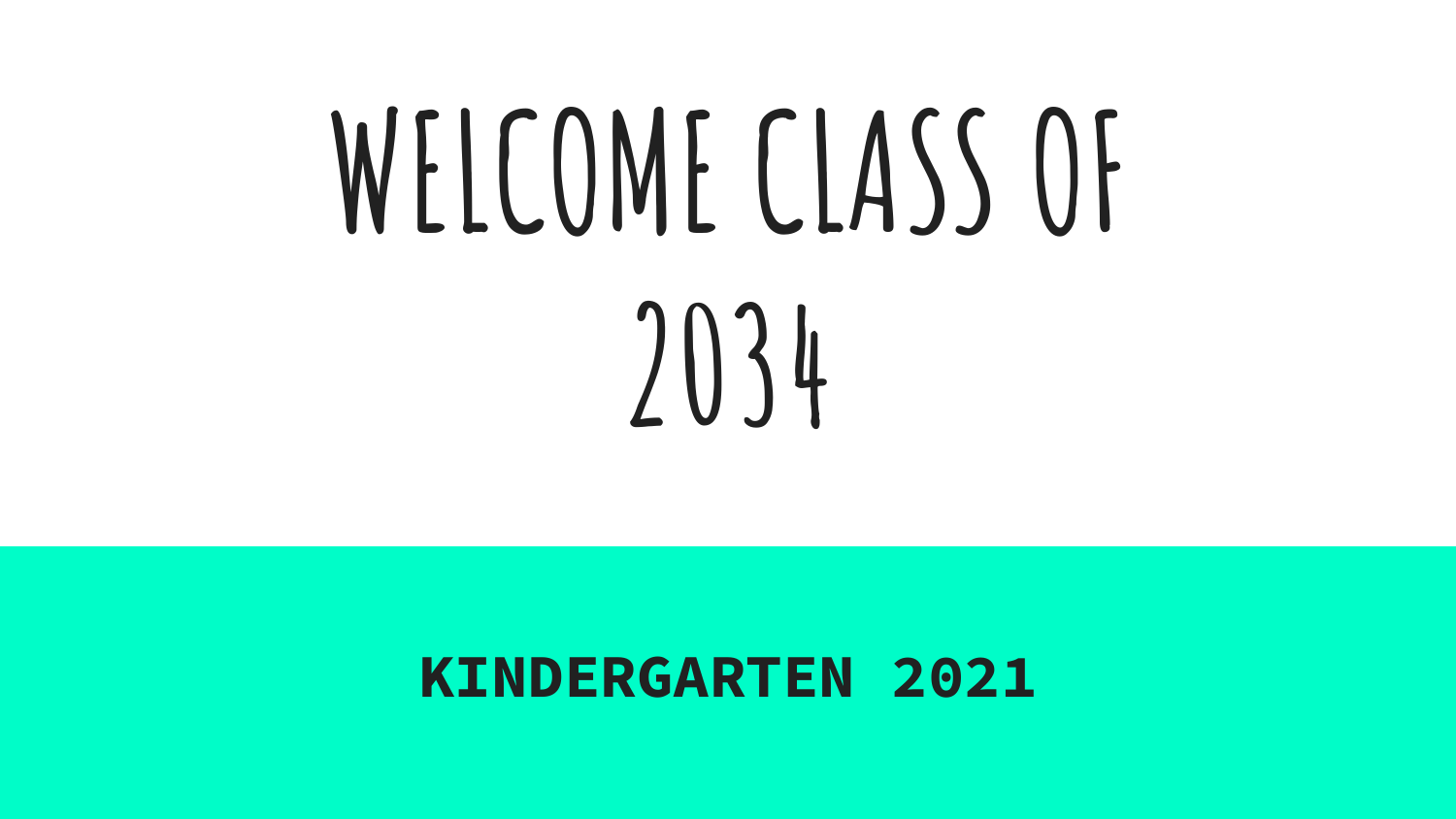# WELCOME CLASS OF 2034

**KINDERGARTEN 2021**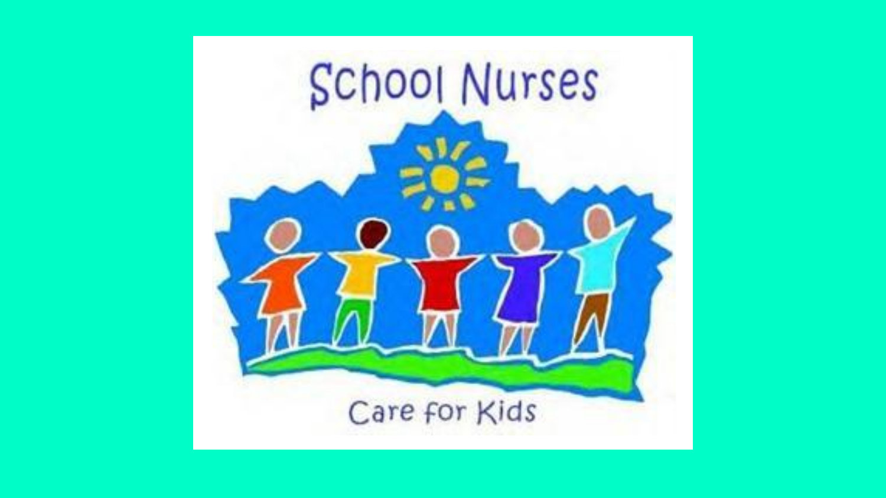School Nurses

Care for Kids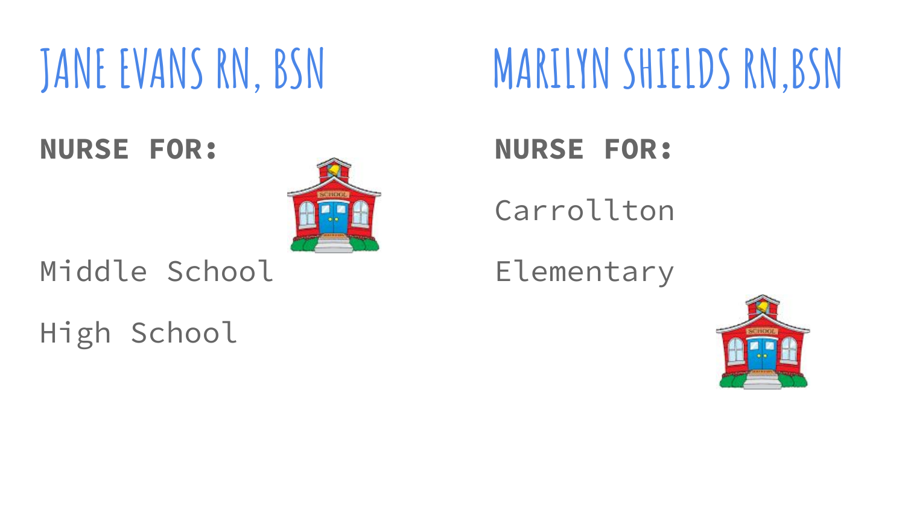# JANE EVANS RN, BSN

**NURSE FOR:**

Middle School

High School

# MARILYN SHIELDS RN,BSN

**NURSE FOR:**

Carrollton

Elementary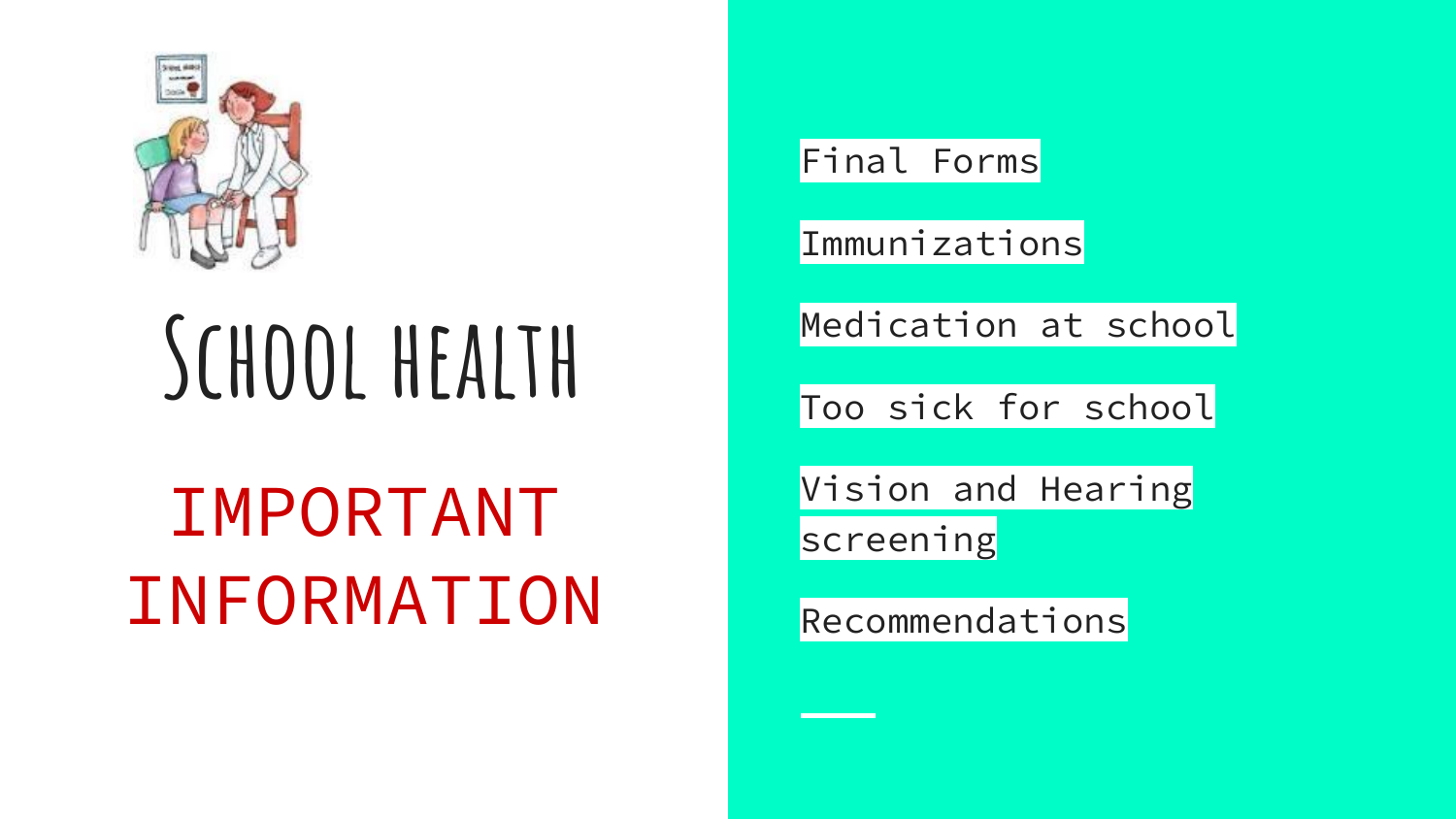# School health

## IMPORTANT INFORMATION

- Final Forms
- Immunizations
- Medication at school
- Too sick for school
- Vision and Hearing screening
- Recommendations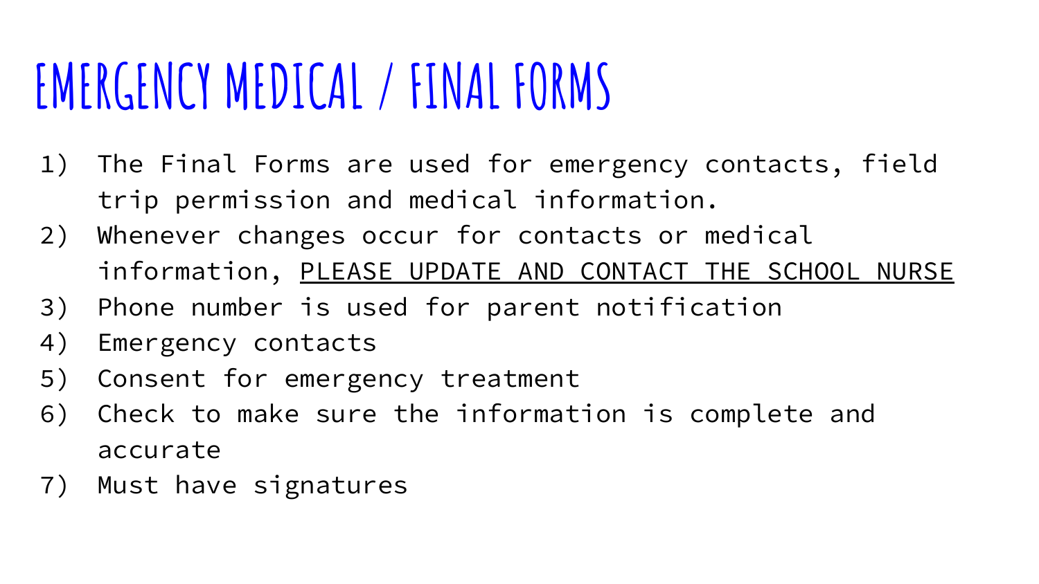# EMERGENCY MEDICAL / FINAL FORMS

1) The Final Forms are used for emergency contacts, field trip permission and medical information.
2) Whenever changes occur for contacts or medical information, <u>PLEASE UPDATE AND CONTACT THE SCHOOL NURSE</u>
3) Phone number is used for parent notification
4) Emergency contacts
5) Consent for emergency treatment
6) Check to make sure the information is complete and accurate
7) Must have signatures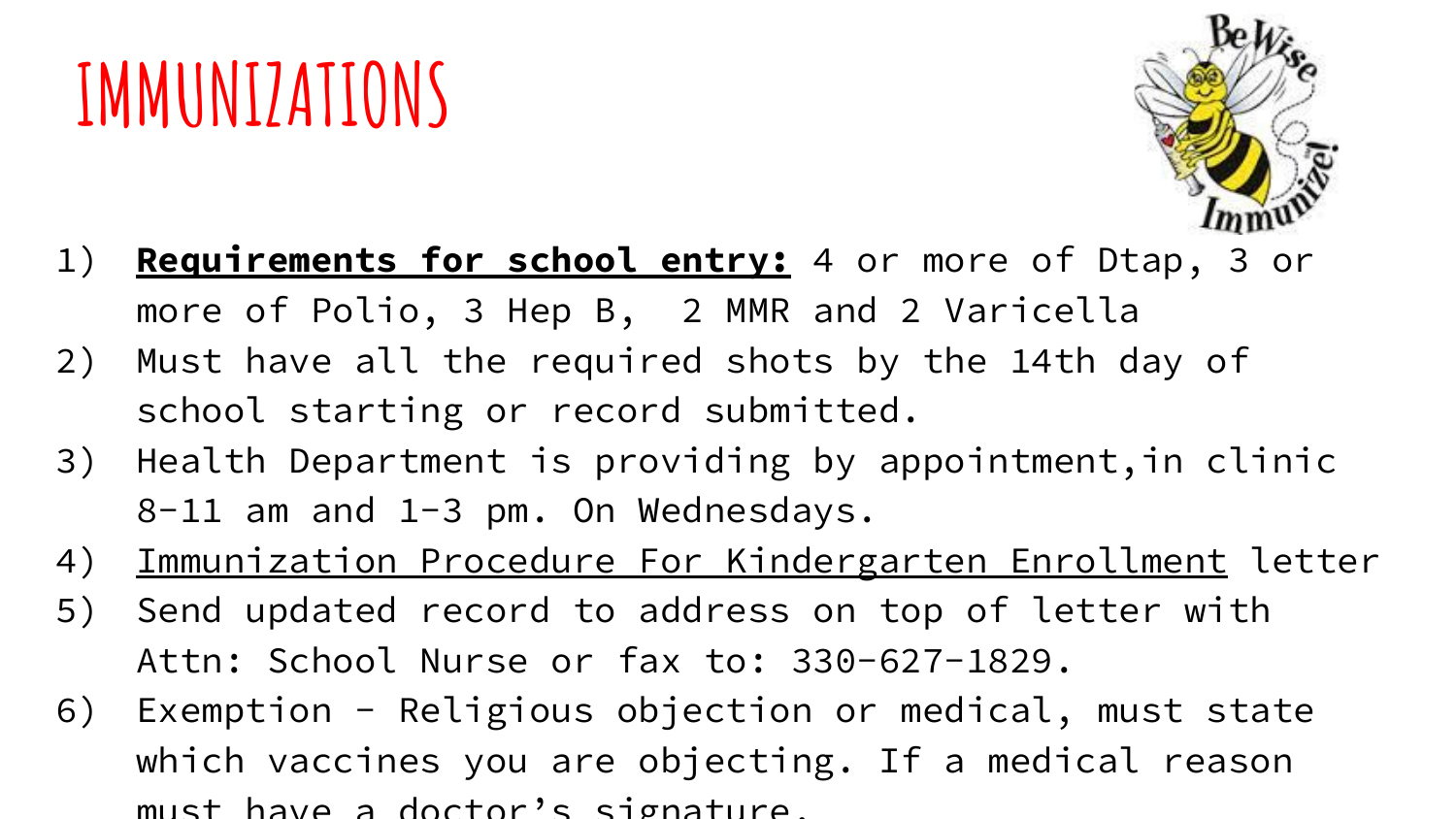# IMMUNIZATIONS

1) **Requirements for school entry:** 4 or more of Dtap, 3 or more of Polio, 3 Hep B, 2 MMR and 2 Varicella
2) Must have all the required shots by the 14th day of school starting or record submitted.
3) Health Department is providing by appointment,in clinic 8-11 am and 1-3 pm. On Wednesdays.
4) Immunization Procedure For Kindergarten Enrollment letter
5) Send updated record to address on top of letter with Attn: School Nurse or fax to: 330-627-1829.
6) Exemption - Religious objection or medical, must state which vaccines you are objecting. If a medical reason must have a doctor's signature.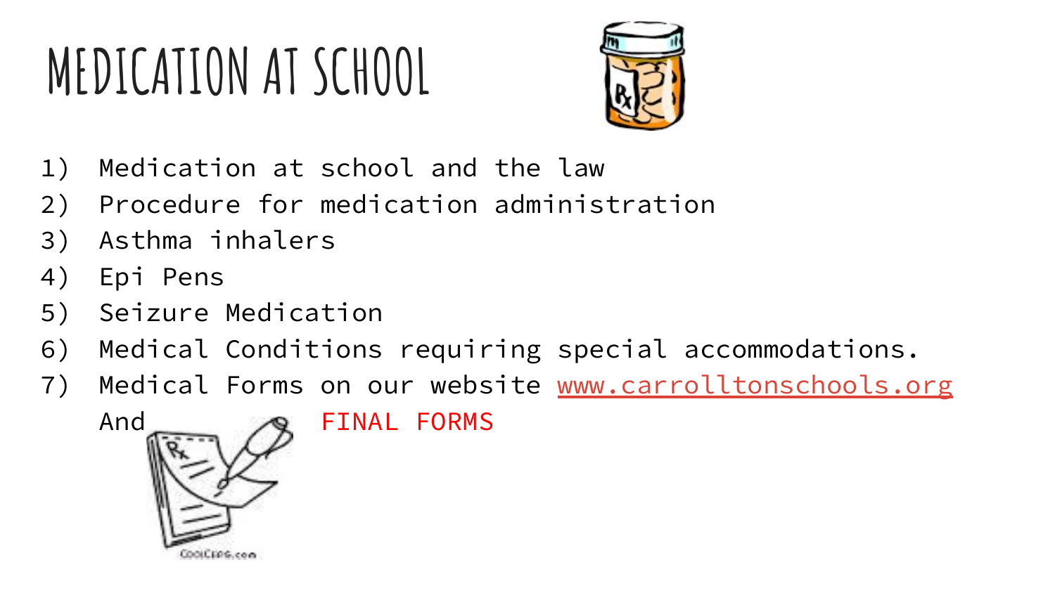# MEDICATION AT SCHOOL

1) Medication at school and the law
2) Procedure for medication administration
3) Asthma inhalers
4) Epi Pens
5) Seizure Medication
6) Medical Conditions requiring special accommodations.
7) Medical Forms on our website [www.carrolltonschools.org](http://www.carrolltonschools.org)

   And FINAL FORMS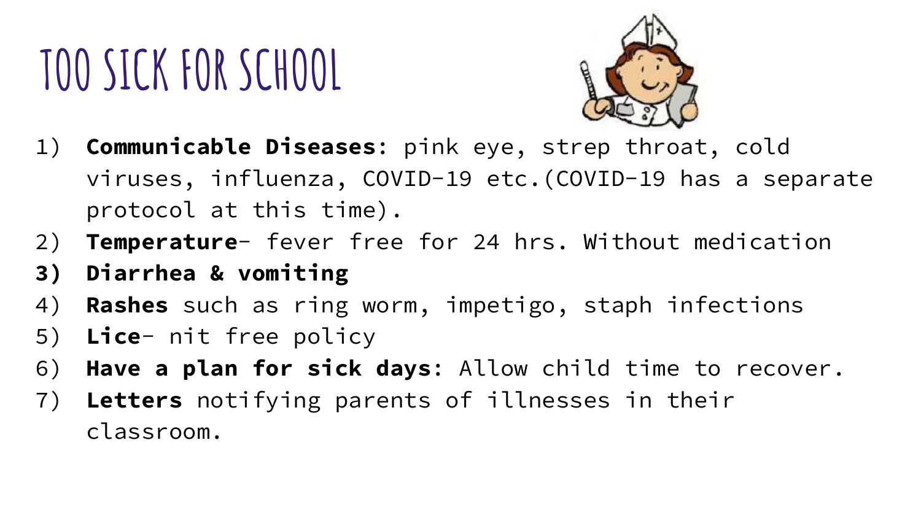# TOO SICK FOR SCHOOL

1) **Communicable Diseases**: pink eye, strep throat, cold viruses, influenza, COVID-19 etc.(COVID-19 has a separate protocol at this time).
2) **Temperature**- fever free for 24 hrs. Without medication
3) **Diarrhea & vomiting**
4) **Rashes** such as ring worm, impetigo, staph infections
5) **Lice**- nit free policy
6) **Have a plan for sick days**: Allow child time to recover.
7) **Letters** notifying parents of illnesses in their classroom.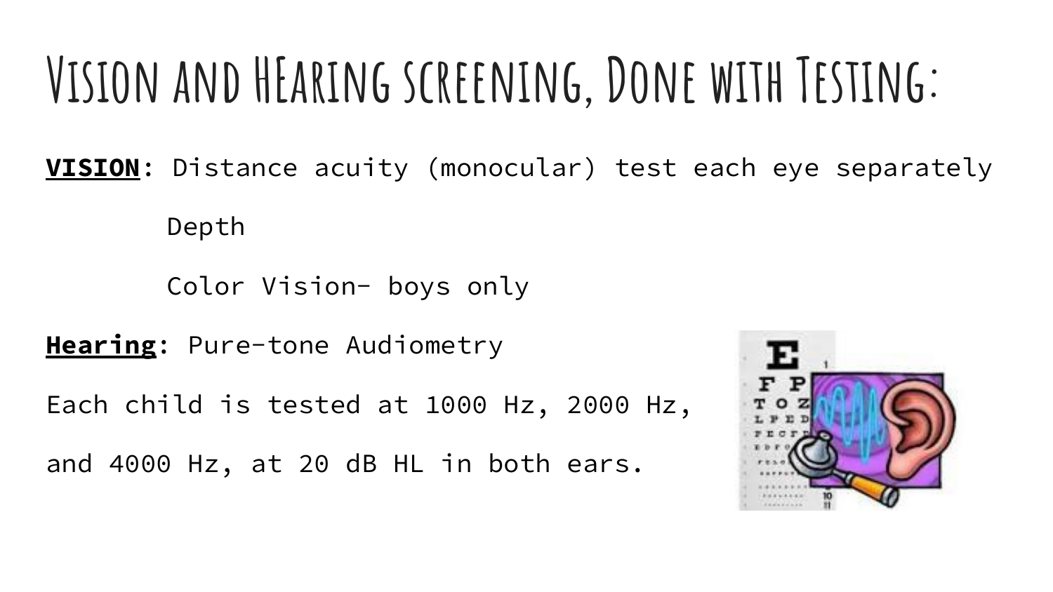# Vision and HEaring screening, Done with Testing:

**<u>VISION</u>**: Distance acuity (monocular) test each eye separately

Depth

Color Vision- boys only

**<u>Hearing</u>**: Pure-tone Audiometry

Each child is tested at 1000 Hz, 2000 Hz,

and 4000 Hz, at 20 dB HL in both ears.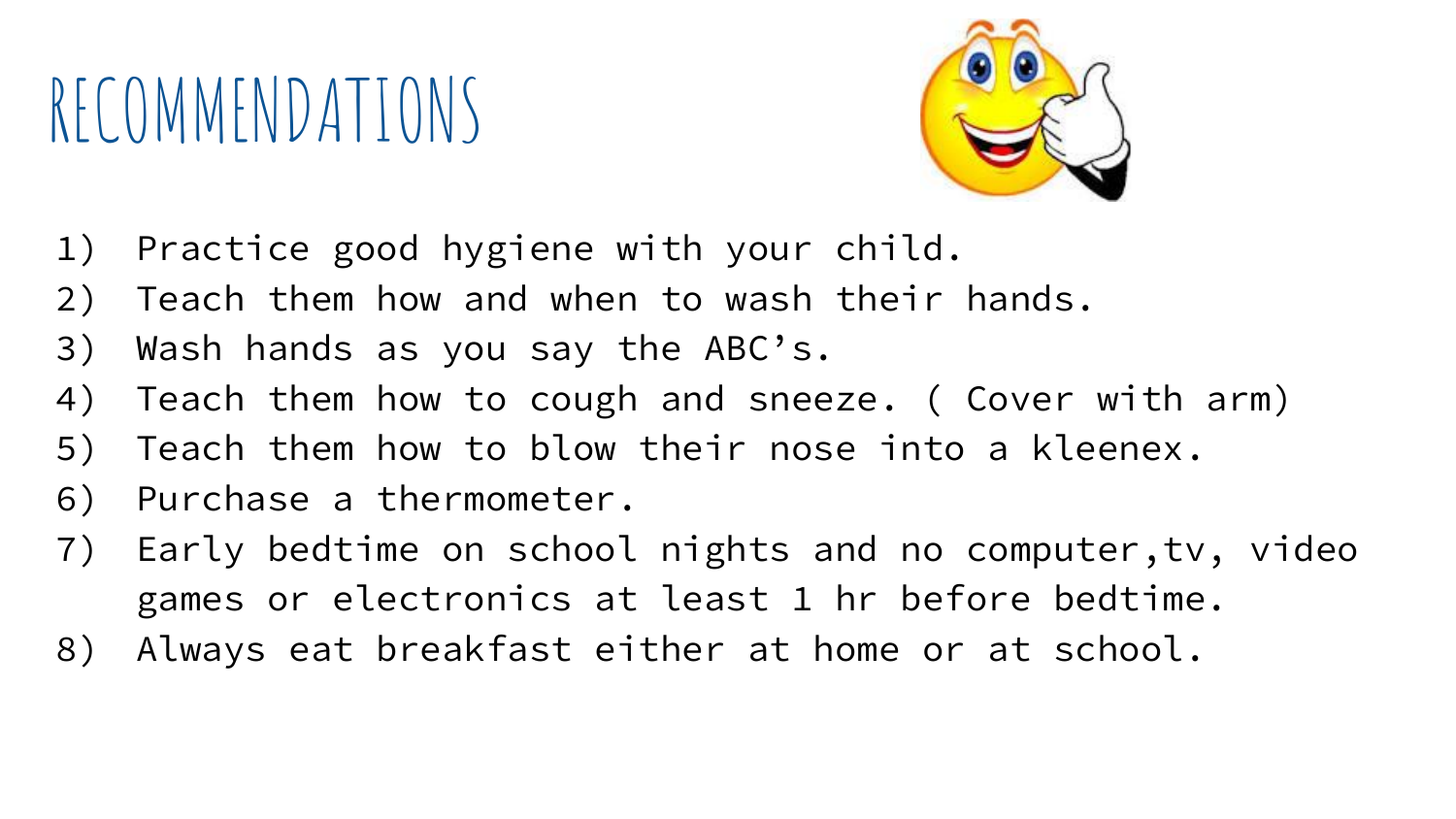# RECOMMENDATIONS

1) Practice good hygiene with your child.
2) Teach them how and when to wash their hands.
3) Wash hands as you say the ABC's.
4) Teach them how to cough and sneeze. ( Cover with arm)
5) Teach them how to blow their nose into a kleenex.
6) Purchase a thermometer.
7) Early bedtime on school nights and no computer,tv, video games or electronics at least 1 hr before bedtime.
8) Always eat breakfast either at home or at school.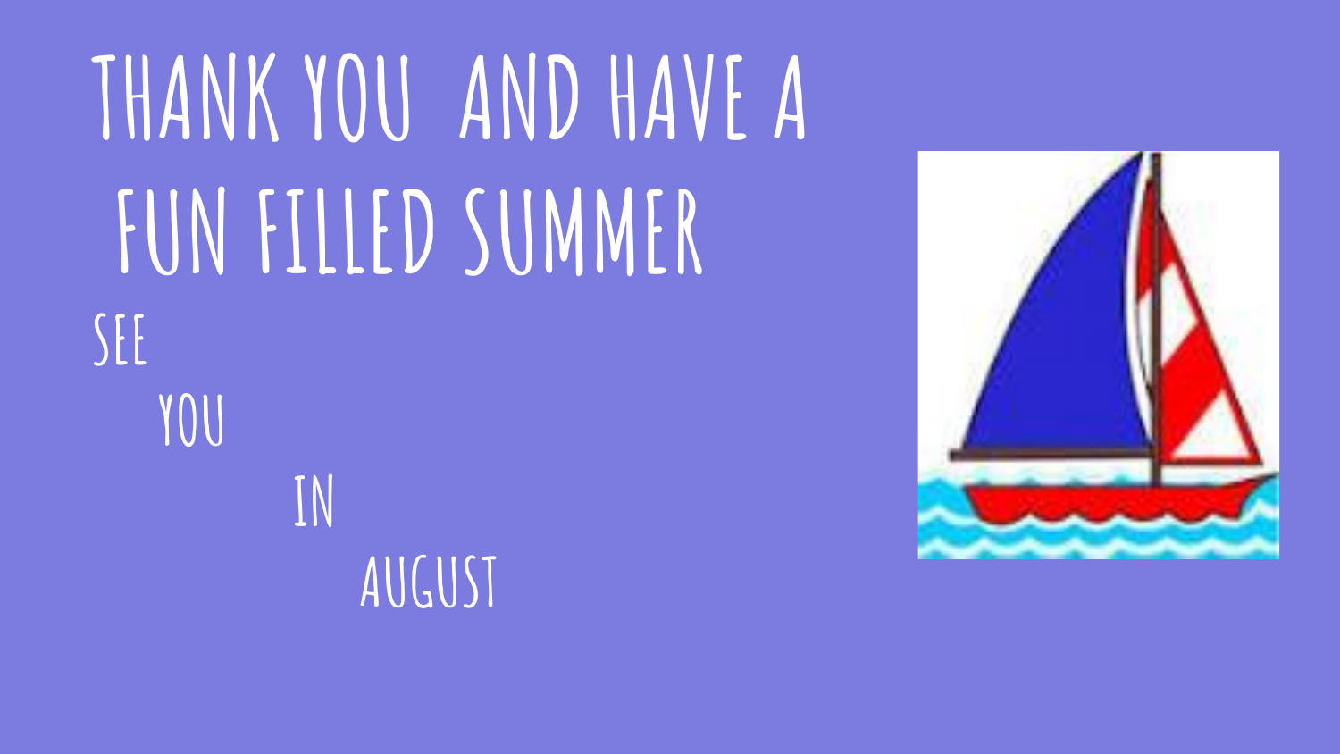# THANK YOU AND HAVE A FUN FILLED SUMMER

SEE

YOU

IN

AUGUST